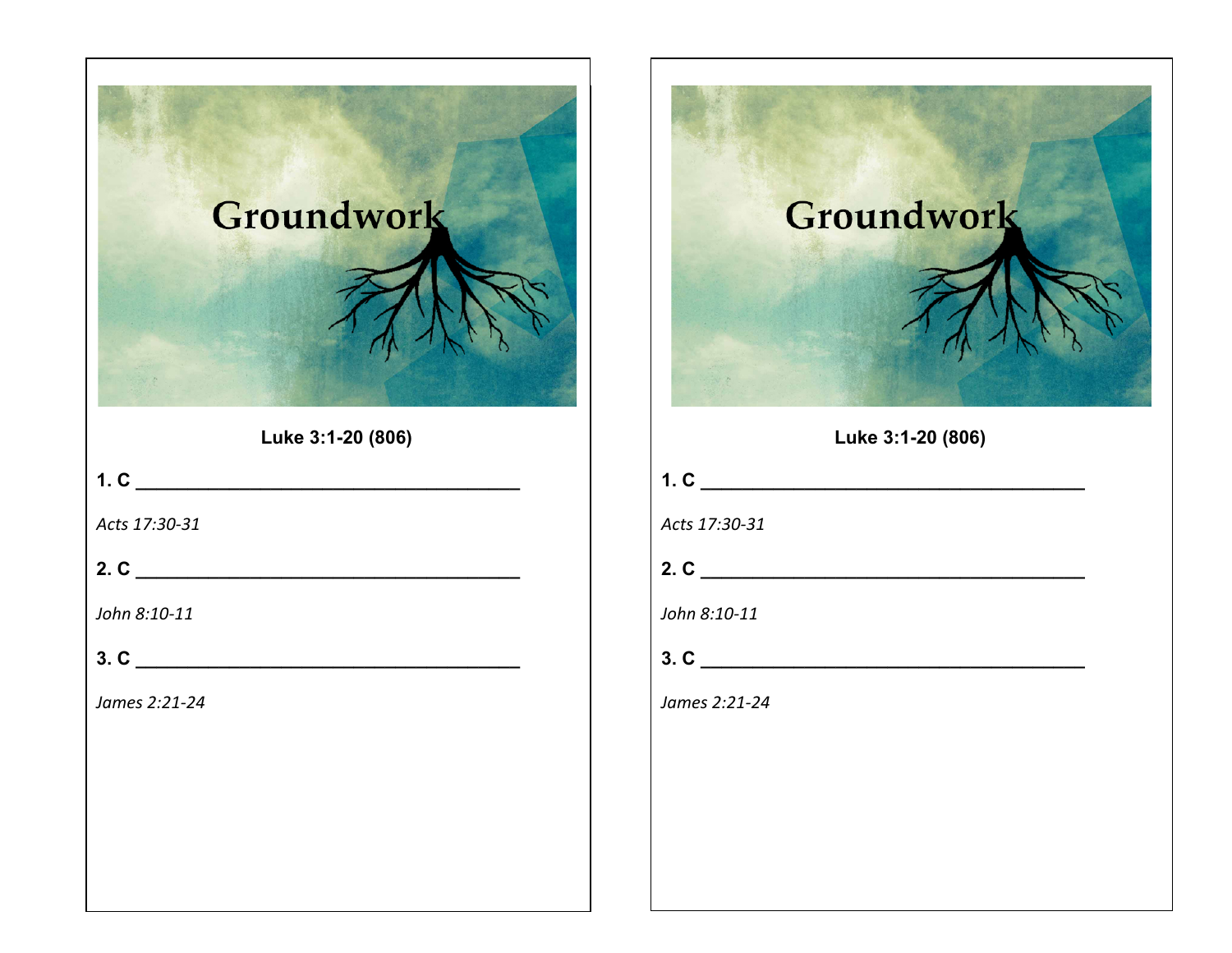# Groundwork

**Luke 3:1-20 (806)**

**1. C \_\_\_\_\_\_\_\_\_\_\_\_\_\_\_\_\_\_\_\_\_\_\_\_\_\_\_\_\_\_\_\_\_\_\_\_\_\_\_\_**

*Acts 17:30-31*

**2. C \_\_\_\_\_\_\_\_\_\_\_\_\_\_\_\_\_\_\_\_\_\_\_\_\_\_\_\_\_\_\_\_\_\_\_\_\_\_\_\_**

*John 8:10-11*

**3. C \_\_\_\_\_\_\_\_\_\_\_\_\_\_\_\_\_\_\_\_\_\_\_\_\_\_\_\_\_\_\_\_\_\_\_\_\_\_\_\_**

*James 2:21-24*

# Groundwork

**Luke 3:1-20 (806)**

**1. C \_\_\_\_\_\_\_\_\_\_\_\_\_\_\_\_\_\_\_\_\_\_\_\_\_\_\_\_\_\_\_\_\_\_\_\_\_\_\_\_**

*Acts 17:30-31*

**2. C \_\_\_\_\_\_\_\_\_\_\_\_\_\_\_\_\_\_\_\_\_\_\_\_\_\_\_\_\_\_\_\_\_\_\_\_\_\_\_\_**

*John 8:10-11*

**3. C \_\_\_\_\_\_\_\_\_\_\_\_\_\_\_\_\_\_\_\_\_\_\_\_\_\_\_\_\_\_\_\_\_\_\_\_\_\_\_\_**

*James 2:21-24*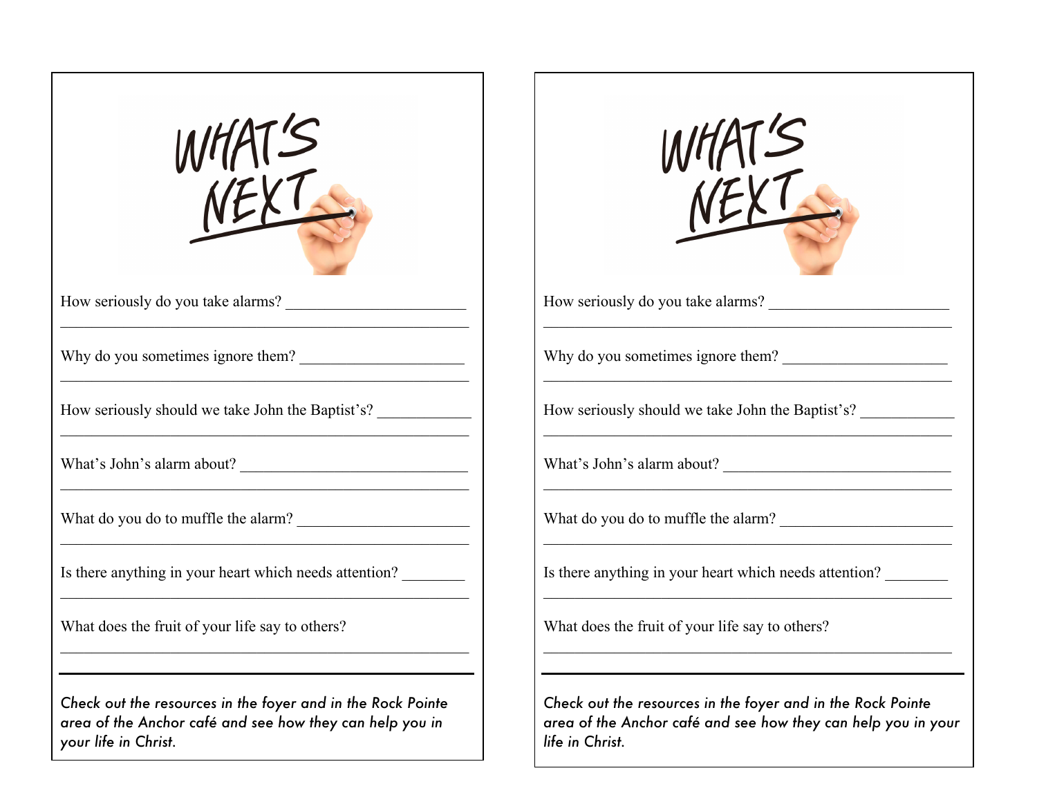# WHAT'S NEXT

How seriously do you take alarms? _______________________

_______________________________________________________

Why do you sometimes ignore them? _____________________

_______________________________________________________

How seriously should we take John the Baptist's? ____________

_______________________________________________________

What's John's alarm about? _____________________________

_______________________________________________________

What do you do to muffle the alarm? _____________________

_______________________________________________________

Is there anything in your heart which needs attention? ________

_______________________________________________________

What does the fruit of your life say to others?

_______________________________________________________

---

*Check out the resources in the foyer and in the Rock Pointe area of the Anchor café and see how they can help you in your life in Christ.*

# WHAT'S NEXT

How seriously do you take alarms? _______________________

_______________________________________________________

Why do you sometimes ignore them? _____________________

_______________________________________________________

How seriously should we take John the Baptist's? ____________

_______________________________________________________

What's John's alarm about? _____________________________

_______________________________________________________

What do you do to muffle the alarm? _____________________

_______________________________________________________

Is there anything in your heart which needs attention? ________

_______________________________________________________

What does the fruit of your life say to others?

_______________________________________________________

---

*Check out the resources in the foyer and in the Rock Pointe area of the Anchor café and see how they can help you in your life in Christ.*